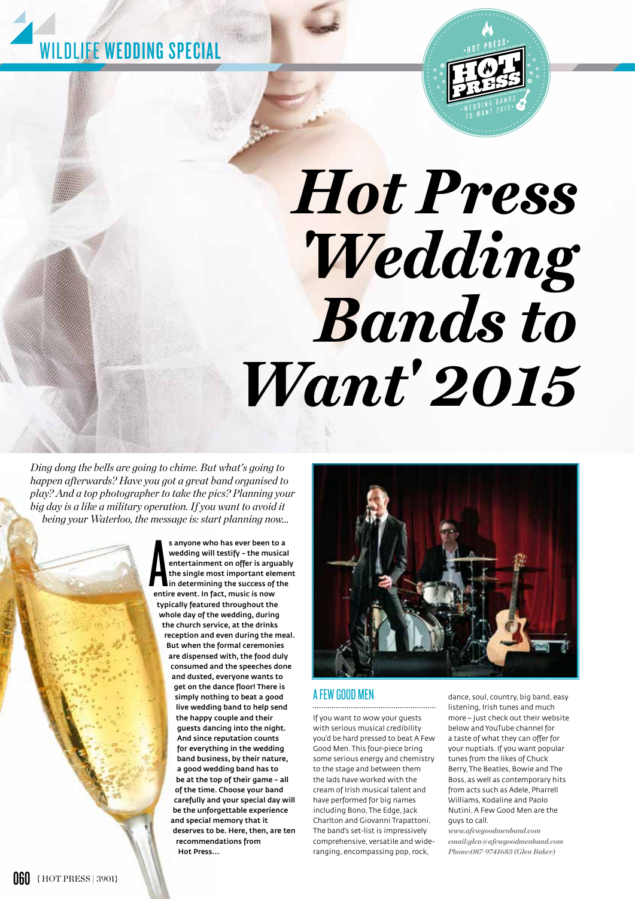WILDLIFE WEDDING SPECIAL

# Hot Press 'Wedding Bands to Want' 2015

*Ding dong the bells are going to chime. But what's going to happen afterwards? Have you got a great band organised to play? And a top photographer to take the pics? Planning your big day is a like a military operation. If you want to avoid it being your Waterloo, the message is: start planning now...*

**As anyone who has ever been to a wedding will testify – the musical entertainment on offer is arguably the single most important element in determining the success of the entire event. In fact, music is now typically featured throughout the whole day of the wedding, during the church service, at the drinks reception and even during the meal. But when the formal ceremonies are dispensed with, the food duly consumed and the speeches done and dusted, everyone wants to get on the dance floor! There is simply nothing to beat a good live wedding band to help send the happy couple and their guests dancing into the night. And since reputation counts for everything in the wedding band business, by their nature, a good wedding band has to be at the top of their game – all of the time. Choose your band carefully and your special day will be the unforgettable experience and special memory that it deserves to be. Here, then, are ten recommendations from Hot Press...**

## A FEW GOOD MEN

If you want to wow your guests with serious musical credibility you'd be hard pressed to beat A Few Good Men. This four-piece bring some serious energy and chemistry to the stage and between them the lads have worked with the cream of Irish musical talent and have performed for big names including Bono, The Edge, Jack Charlton and Giovanni Trapattoni. The band's set-list is impressively comprehensive, versatile and wide-ranging, encompassing pop, rock, dance, soul, country, big band, easy listening, Irish tunes and much more – just check out their website below and YouTube channel for a taste of what they can offer for your nuptials. If you want popular tunes from the likes of Chuck Berry, The Beatles, Bowie and The Boss, as well as contemporary hits from acts such as Adele, Pharrell Williams, Kodaline and Paolo Nutini, A Few Good Men are the guys to call.

*www.afewgoodmenband.com*
*email:glen@afewgoodmenband.com*
*Phone:087-9741683 (Glen Baker)*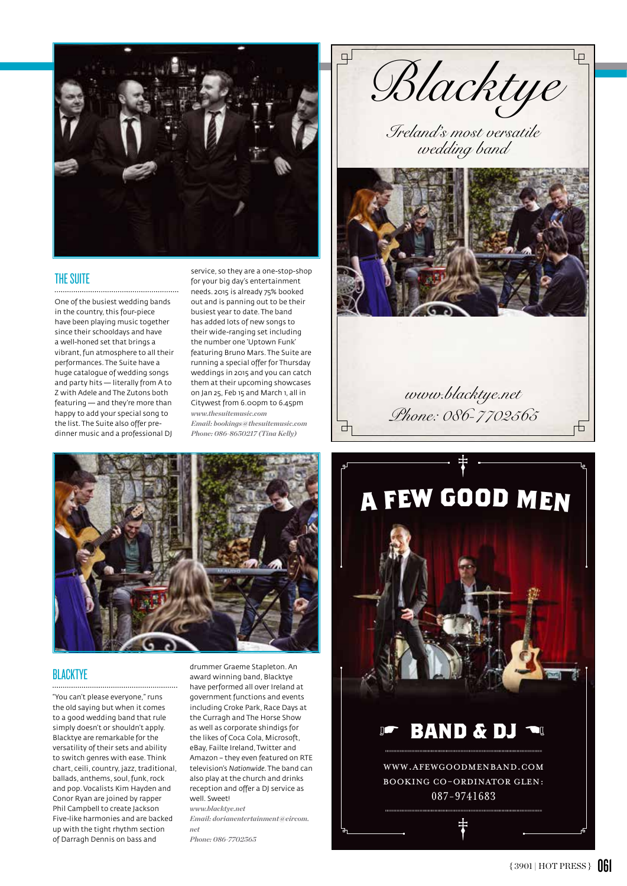## THE SUITE

One of the busiest wedding bands in the country, this four-piece have been playing music together since their schooldays and have a well-honed set that brings a vibrant, fun atmosphere to all their performances. The Suite have a huge catalogue of wedding songs and party hits — literally from A to Z with Adele and The Zutons both featuring — and they're more than happy to add your special song to the list. The Suite also offer pre-dinner music and a professional DJ service, so they are a one-stop-shop for your big day's entertainment needs. 2015 is already 75% booked out and is panning out to be their busiest year to date. The band has added lots of new songs to their wide-ranging set including the number one 'Uptown Funk' featuring Bruno Mars. The Suite are running a special offer for Thursday weddings in 2015 and you can catch them at their upcoming showcases on Jan 25, Feb 15 and March 1, all in Citywest from 6.00pm to 6.45pm

*www.thesuitemusic.com*
*Email: bookings@thesuitemusic.com*
*Phone: 086-8650217 (Tina Kelly)*

# Blacktye

*Ireland's most versatile wedding band*

*www.blacktye.net*
*Phone: 086-7702565*

## BLACKTYE

"You can't please everyone," runs the old saying but when it comes to a good wedding band that rule simply doesn't or shouldn't apply. Blacktye are remarkable for the versatility of their sets and ability to switch genres with ease. Think chart, ceili, country, jazz, traditional, ballads, anthems, soul, funk, rock and pop. Vocalists Kim Hayden and Conor Ryan are joined by rapper Phil Campbell to create Jackson Five-like harmonies and are backed up with the tight rhythm section of Darragh Dennis on bass and drummer Graeme Stapleton. An award winning band, Blacktye have performed all over Ireland at government functions and events including Croke Park, Race Days at the Curragh and The Horse Show as well as corporate shindigs for the likes of Coca Cola, Microsoft, eBay, Failte Ireland, Twitter and Amazon – they even featured on RTE television's *Nationwide*. The band can also play at the church and drinks reception and offer a DJ service as well. Sweet!

*www.blacktye.net*
*Email: dorianentertainment@eircom.net*
*Phone: 086-7702565*

# A FEW GOOD MEN

## BAND & DJ

WWW.AFEWGOODMENBAND.COM
BOOKING CO-ORDINATOR GLEN:
087-9741683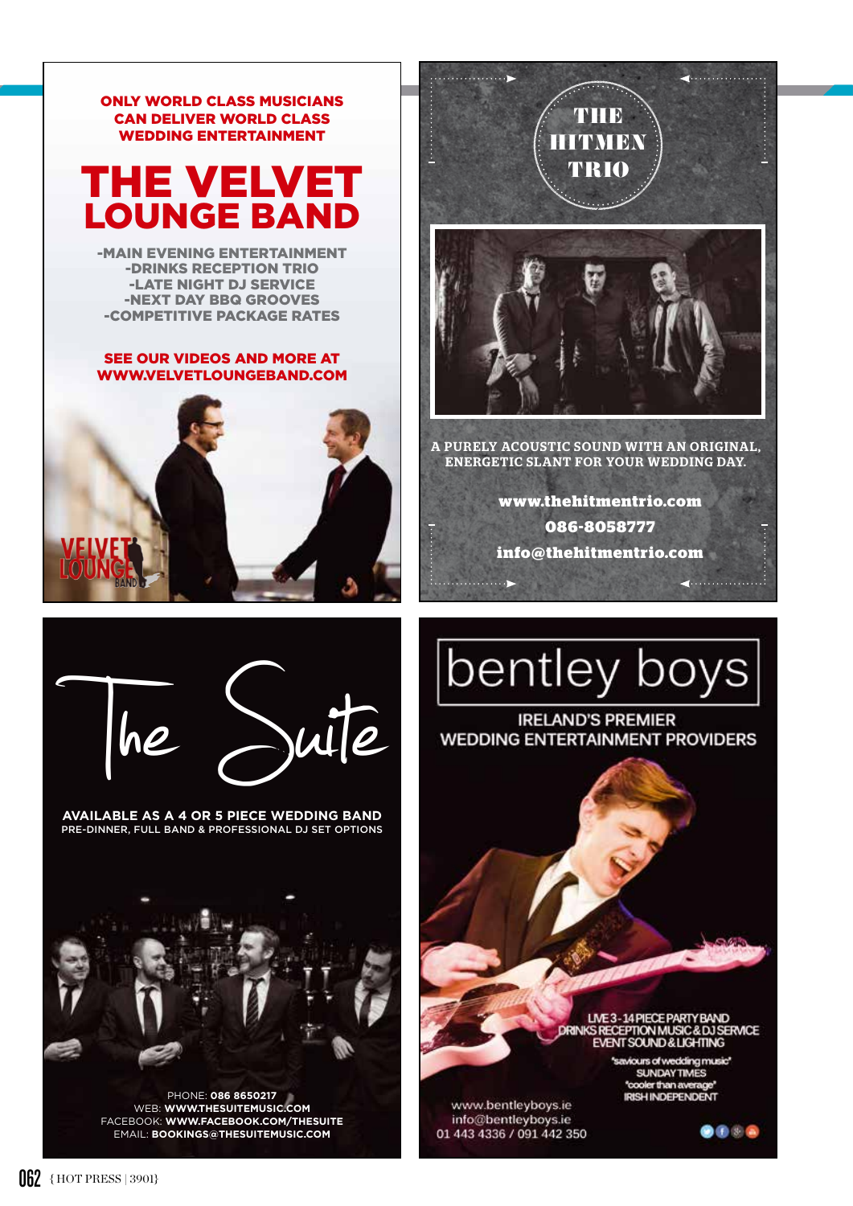ONLY WORLD CLASS MUSICIANS CAN DELIVER WORLD CLASS WEDDING ENTERTAINMENT

# THE VELVET LOUNGE BAND

- -MAIN EVENING ENTERTAINMENT
- -DRINKS RECEPTION TRIO
- -LATE NIGHT DJ SERVICE
- -NEXT DAY BBQ GROOVES
- -COMPETITIVE PACKAGE RATES

SEE OUR VIDEOS AND MORE AT WWW.VELVETLOUNGEBAND.COM

VELVET LOUNGE BAND

# THE HITMEN TRIO

A PURELY ACOUSTIC SOUND WITH AN ORIGINAL, ENERGETIC SLANT FOR YOUR WEDDING DAY.

www.thehitmentrio.com
086-8058777
info@thehitmentrio.com

# The Suite

**AVAILABLE AS A 4 OR 5 PIECE WEDDING BAND**
PRE-DINNER, FULL BAND & PROFESSIONAL DJ SET OPTIONS

PHONE: **086 8650217**
WEB: **WWW.THESUITEMUSIC.COM**
FACEBOOK: **WWW.FACEBOOK.COM/THESUITE**
EMAIL: **BOOKINGS@THESUITEMUSIC.COM**

# bentley boys

IRELAND'S PREMIER WEDDING ENTERTAINMENT PROVIDERS

LIVE 3-14 PIECE PARTY BAND
DRINKS RECEPTION MUSIC & DJ SERVICE
EVENT SOUND & LIGHTING

'saviours of wedding music'
SUNDAY TIMES
'cooler than average'
IRISH INDEPENDENT

www.bentleyboys.ie
info@bentleyboys.ie
01 443 4336 / 091 442 350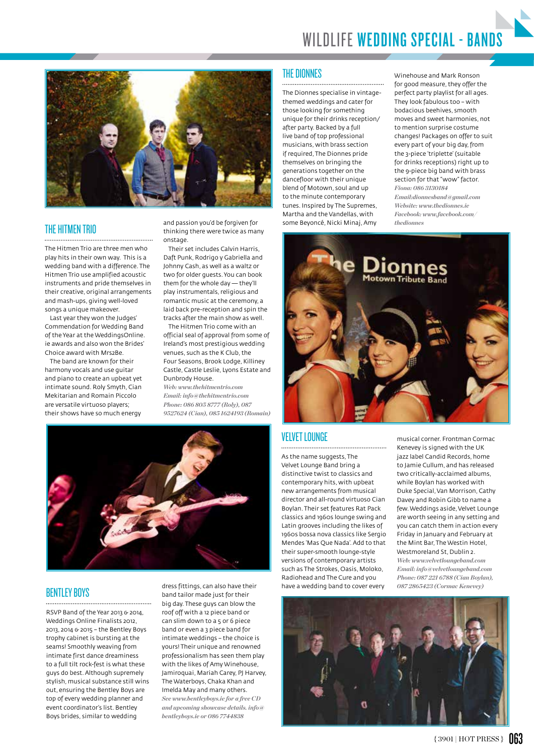# WILDLIFE WEDDING SPECIAL - BANDS

## THE HITMEN TRIO

The Hitmen Trio are three men who play hits in their own way. This is a wedding band with a difference. The Hitmen Trio use amplified acoustic instruments and pride themselves in their creative, original arrangements and mash-ups, giving well-loved songs a unique makeover.

Last year they won the Judges' Commendation for Wedding Band of the Year at the WeddingsOnline.ie awards and also won the Brides' Choice award with Mrs2Be.

The band are known for their harmony vocals and use guitar and piano to create an upbeat yet intimate sound. Roly Smyth, Cian Mekitarian and Romain Piccolo are versatile virtuoso players; their shows have so much energy and passion you'd be forgiven for thinking there were twice as many onstage.

Their set includes Calvin Harris, Daft Punk, Rodrigo y Gabriella and Johnny Cash, as well as a waltz or two for older guests. You can book them for the whole day — they'll play instrumentals, religious and romantic music at the ceremony, a laid back pre-reception and spin the tracks after the main show as well.

The Hitmen Trio come with an official seal of approval from some of Ireland's most prestigious wedding venues, such as the K Club, the Four Seasons, Brook Lodge, Killiney Castle, Castle Leslie, Lyons Estate and Dunbrody House.

*Web: www.thehitmentrio.com*
*Email: info@thehitmentrio.com*
*Phone: 086 805 8777 (Roly), 087 9527624 (Cian), 085 1624193 (Romain)*

## THE DIONNES

The Dionnes specialise in vintage-themed weddings and cater for those looking for something unique for their drinks reception/after party. Backed by a full live band of top professional musicians, with brass section if required, The Dionnes pride themselves on bringing the generations together on the dancefloor with their unique blend of Motown, soul and up to the minute contemporary tunes. Inspired by The Supremes, Martha and the Vandellas, with some Beyoncé, Nicki Minaj, Amy Winehouse and Mark Ronson for good measure, they offer the perfect party playlist for all ages. They look fabulous too – with bodacious beehives, smooth moves and sweet harmonies, not to mention surprise costume changes! Packages on offer to suit every part of your big day, from the 3-piece 'triplette' (suitable for drinks receptions) right up to the 9-piece big band with brass section for that "wow" factor.

*Fiona: 086 3130184*
*Email:dionnesband@gmail.com*
*Website: www.thedionnes.ie*
*Facebook: www.facebook.com/thedionnes*

## BENTLEY BOYS

RSVP Band of the Year 2013 & 2014, Weddings Online Finalists 2012, 2013, 2014 & 2015 – the Bentley Boys trophy cabinet is bursting at the seams! Smoothly weaving from intimate first dance dreaminess to a full tilt rock-fest is what these guys do best. Although supremely stylish, musical substance still wins out, ensuring the Bentley Boys are top of every wedding planner and event coordinator's list. Bentley Boys brides, similar to wedding dress fittings, can also have their band tailor made just for their big day. These guys can blow the roof off with a 12 piece band or can slim down to a 5 or 6 piece band or even a 3 piece band for intimate weddings – the choice is yours! Their unique and renowned professionalism has seen them play with the likes of Amy Winehouse, Jamiroquai, Mariah Carey, PJ Harvey, The Waterboys, Chaka Khan and Imelda May and many others.

*See www.bentleyboys.ie for a free CD and upcoming showcase details. info@bentleyboys.ie or 086 7744838*

## VELVET LOUNGE

As the name suggests, The Velvet Lounge Band bring a distinctive twist to classics and contemporary hits, with upbeat new arrangements from musical director and all-round virtuoso Cian Boylan. Their set features Rat Pack classics and 1960s lounge swing and Latin grooves including the likes of 1960s bossa nova classics like Sergio Mendes 'Mas Que Nada'. Add to that their super-smooth lounge-style versions of contemporary artists such as The Strokes, Oasis, Moloko, Radiohead and The Cure and you have a wedding band to cover every musical corner. Frontman Cormac Kenevey is signed with the UK jazz label Candid Records, home to Jamie Cullum, and has released two critically-acclaimed albums, while Boylan has worked with Duke Special, Van Morrison, Cathy Davey and Robin Gibb to name a few. Weddings aside, Velvet Lounge are worth seeing in any setting and you can catch them in action every Friday in January and February at the Mint Bar, The Westin Hotel, Westmoreland St, Dublin 2.

*Web: www.velvetloungeband.com*
*Email: info@velvetloungeband.com*
*Phone: 087 221 6788 (Cian Boylan), 087 2865423 (Cormac Kenevey)*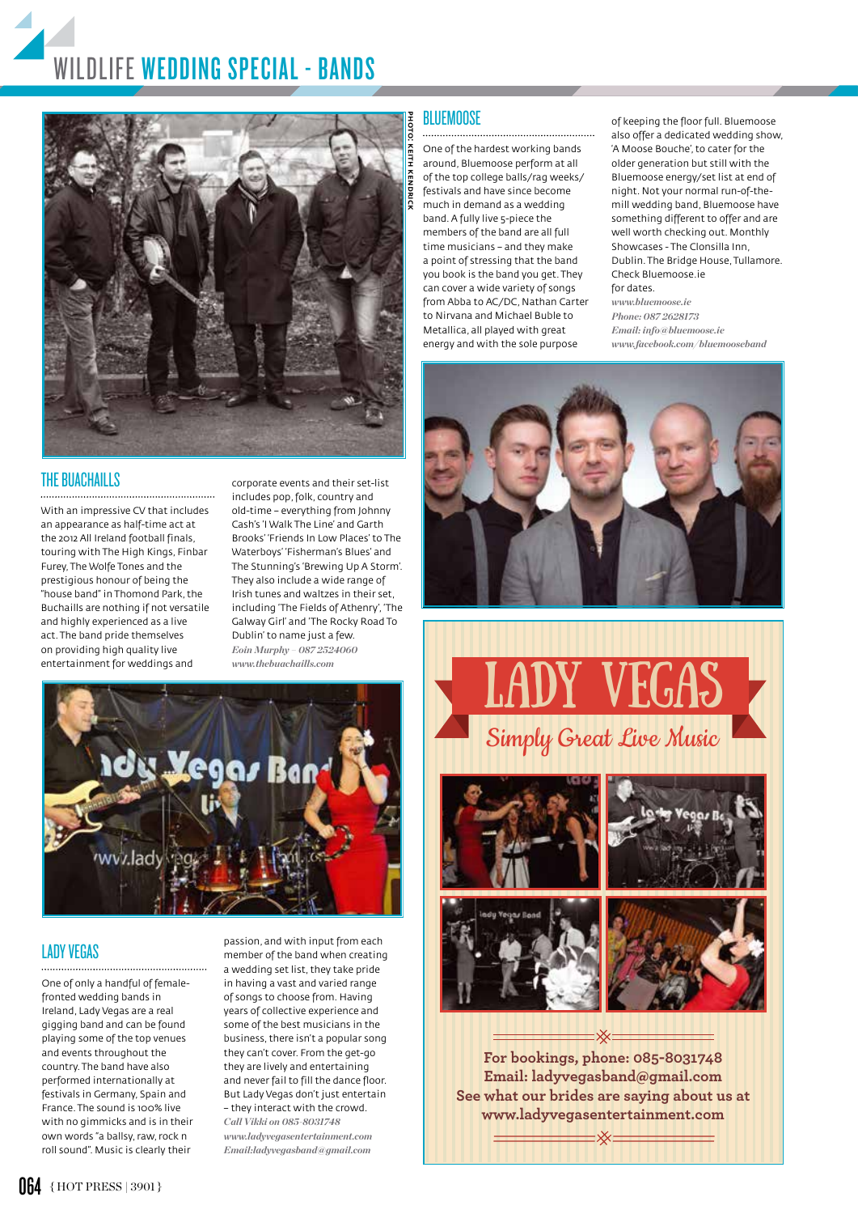# WILDLIFE WEDDING SPECIAL - BANDS

PHOTO: KEITH KENDRICK

## BLUEMOOSE

One of the hardest working bands around, Bluemoose perform at all of the top college balls/rag weeks/festivals and have since become much in demand as a wedding band. A fully live 5-piece the members of the band are all full time musicians – and they make a point of stressing that the band you book is the band you get. They can cover a wide variety of songs from Abba to AC/DC, Nathan Carter to Nirvana and Michael Buble to Metallica, all played with great energy and with the sole purpose of keeping the floor full. Bluemoose also offer a dedicated wedding show, 'A Moose Bouche', to cater for the older generation but still with the Bluemoose energy/set list at end of night. Not your normal run-of-the-mill wedding band, Bluemoose have something different to offer and are well worth checking out. Monthly Showcases - The Clonsilla Inn, Dublin. The Bridge House, Tullamore. Check Bluemoose.ie for dates.

*www.bluemoose.ie*
*Phone: 087 2628173*
*Email: info@bluemoose.ie*
*www.facebook.com/bluemooseband*

## THE BUACHAILLS

With an impressive CV that includes an appearance as half-time act at the 2012 All Ireland football finals, touring with The High Kings, Finbar Furey, The Wolfe Tones and the prestigious honour of being the "house band" in Thomond Park, the Buchaills are nothing if not versatile and highly experienced as a live act. The band pride themselves on providing high quality live entertainment for weddings and corporate events and their set-list includes pop, folk, country and old-time – everything from Johnny Cash's 'I Walk The Line' and Garth Brooks' 'Friends In Low Places' to The Waterboys' 'Fisherman's Blues' and The Stunning's 'Brewing Up A Storm'. They also include a wide range of Irish tunes and waltzes in their set, including 'The Fields of Athenry', 'The Galway Girl' and 'The Rocky Road To Dublin' to name just a few.

*Eoin Murphy – 087 2524060*
*www.thebuachaills.com*

## LADY VEGAS

One of only a handful of female-fronted wedding bands in Ireland, Lady Vegas are a real gigging band and can be found playing some of the top venues and events throughout the country. The band have also performed internationally at festivals in Germany, Spain and France. The sound is 100% live with no gimmicks and is in their own words "a ballsy, raw, rock n roll sound". Music is clearly their passion, and with input from each member of the band when creating a wedding set list, they take pride in having a vast and varied range of songs to choose from. Having years of collective experience and some of the best musicians in the business, there isn't a popular song they can't cover. From the get-go they are lively and entertaining and never fail to fill the dance floor. But Lady Vegas don't just entertain – they interact with the crowd.

*Call Vikki on 085-8031748*
*www.ladyvegasentertainment.com*
*Email:ladyvegasband@gmail.com*

# LADY VEGAS

*Simply Great Live Music*

**For bookings, phone: 085-8031748**
**Email: ladyvegasband@gmail.com**
**See what our brides are saying about us at**
**www.ladyvegasentertainment.com**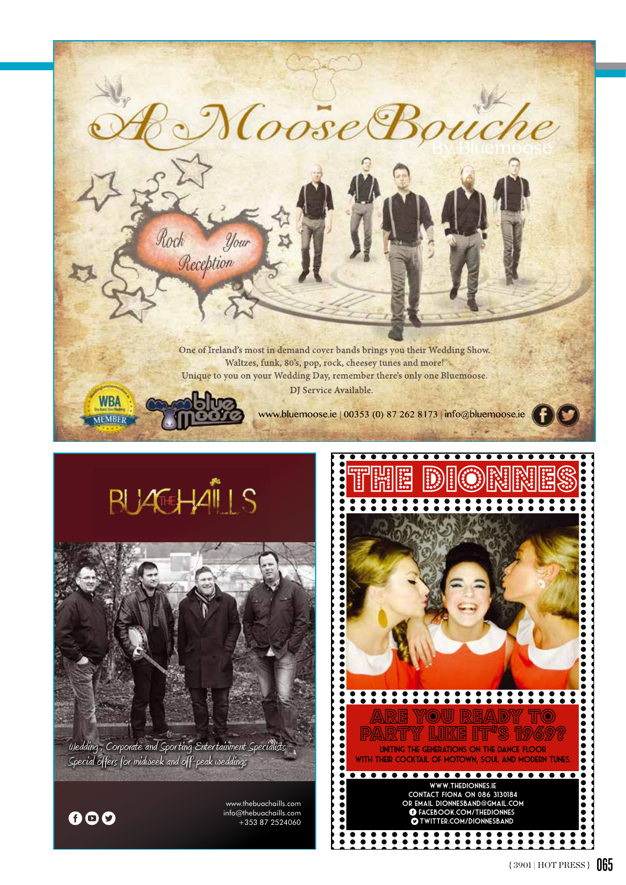# A Moose Bouche

By Bluemoose

Rock Your Reception

One of Ireland's most in demand cover bands brings you their Wedding Show.
Waltzes, funk, 80's, pop, rock, cheesey tunes and more!
Unique to you on your Wedding Day, remember there's only one Bluemoose.
DJ Service Available.

WBA MEMBER

blue moose

www.bluemoose.ie | 00353 (0) 87 262 8173 | info@bluemoose.ie

# THE BUACHAILLS

Wedding, Corporate and Sporting Entertainment Specialists
Special offers for midweek and off-peak weddings

www.thebuachaills.com
info@thebuachaills.com
+353 87 2524060

# THE DIONNES

## ARE YOU READY TO PARTY LIKE IT'S 1969?

UNITING THE GENERATIONS ON THE DANCE FLOOR
WITH THEIR COCKTAIL OF MOTOWN, SOUL AND MODERN TUNES.

WWW.THEDIONNES.IE
CONTACT FIONA ON 086 3130184
OR EMAIL DIONNESBAND@GMAIL.COM
FACEBOOK.COM/THEDIONNES
TWITTER.COM/DIONNESBAND